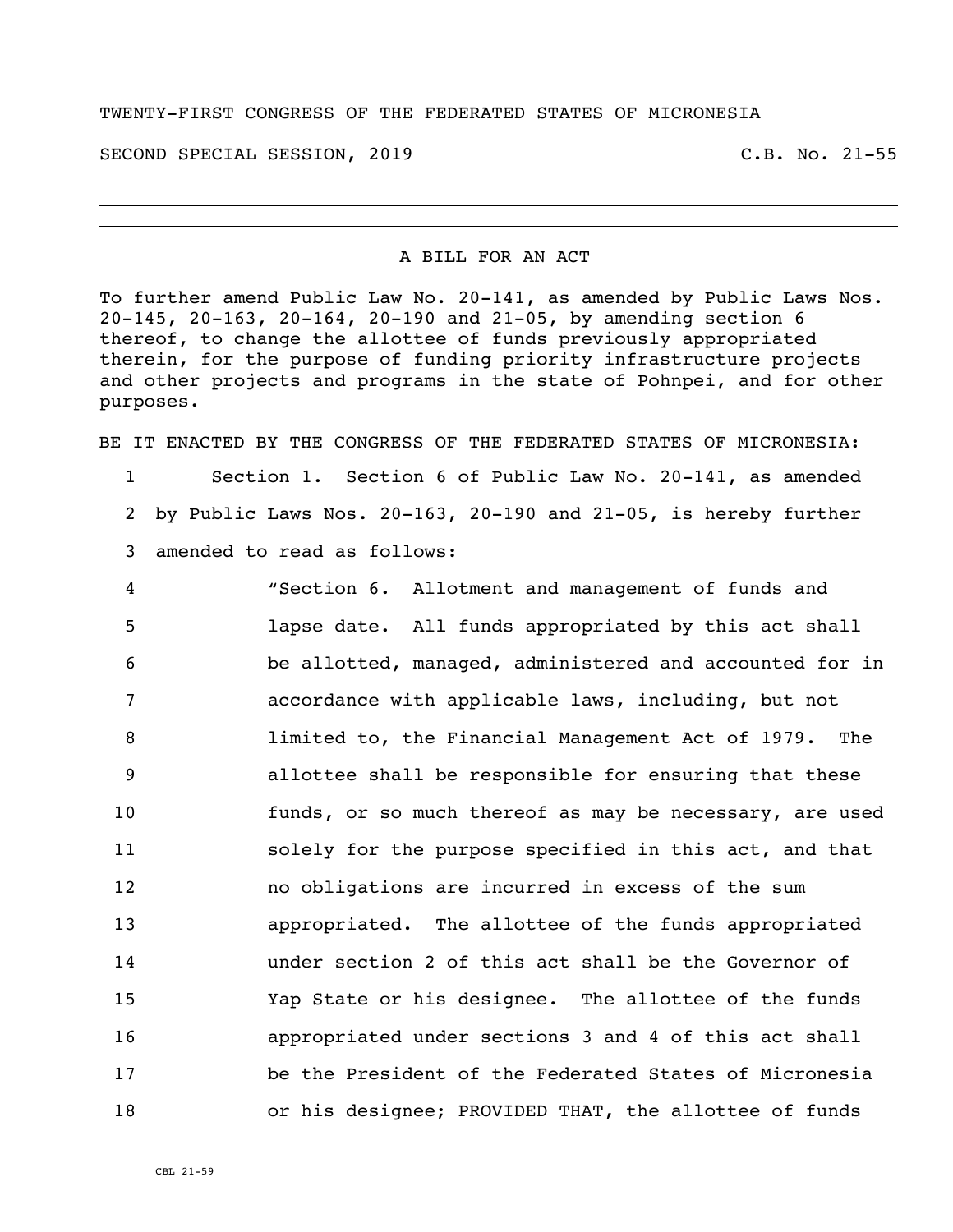TWENTY-FIRST CONGRESS OF THE FEDERATED STATES OF MICRONESIA

SECOND SPECIAL SESSION, 2019 C.B. No. 21-55

---

A BILL FOR AN ACT

To further amend Public Law No. 20-141, as amended by Public Laws Nos. 20-145, 20-163, 20-164, 20-190 and 21-05, by amending section 6 thereof, to change the allottee of funds previously appropriated therein, for the purpose of funding priority infrastructure projects and other projects and programs in the state of Pohnpei, and for other purposes.

BE IT ENACTED BY THE CONGRESS OF THE FEDERATED STATES OF MICRONESIA:

1 Section 1. Section 6 of Public Law No. 20-141, as amended
2 by Public Laws Nos. 20-163, 20-190 and 21-05, is hereby further
3 amended to read as follows:

4 "Section 6. Allotment and management of funds and
5 lapse date. All funds appropriated by this act shall
6 be allotted, managed, administered and accounted for in
7 accordance with applicable laws, including, but not
8 limited to, the Financial Management Act of 1979. The
9 allottee shall be responsible for ensuring that these
10 funds, or so much thereof as may be necessary, are used
11 solely for the purpose specified in this act, and that
12 no obligations are incurred in excess of the sum
13 appropriated. The allottee of the funds appropriated
14 under section 2 of this act shall be the Governor of
15 Yap State or his designee. The allottee of the funds
16 appropriated under sections 3 and 4 of this act shall
17 be the President of the Federated States of Micronesia
18 or his designee; PROVIDED THAT, the allottee of funds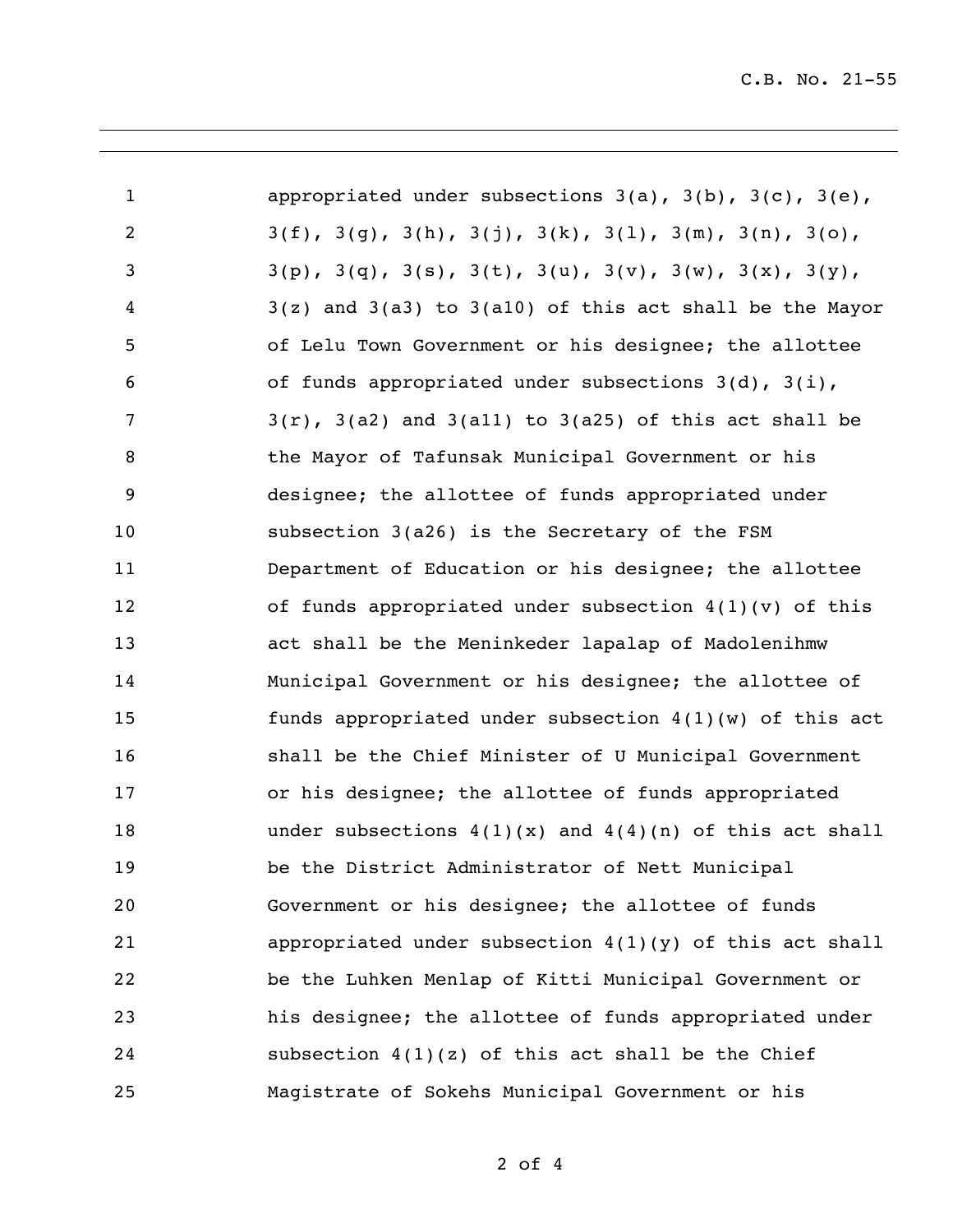appropriated under subsections 3(a), 3(b), 3(c), 3(e), 3(f), 3(g), 3(h), 3(j), 3(k), 3(l), 3(m), 3(n), 3(o), 3(p), 3(q), 3(s), 3(t), 3(u), 3(v), 3(w), 3(x), 3(y), 3(z) and 3(a3) to 3(a10) of this act shall be the Mayor of Lelu Town Government or his designee; the allottee of funds appropriated under subsections 3(d), 3(i), 3(r), 3(a2) and 3(a11) to 3(a25) of this act shall be the Mayor of Tafunsak Municipal Government or his designee; the allottee of funds appropriated under subsection 3(a26) is the Secretary of the FSM Department of Education or his designee; the allottee of funds appropriated under subsection 4(1)(v) of this act shall be the Meninkeder lapalap of Madolenihmw Municipal Government or his designee; the allottee of funds appropriated under subsection 4(1)(w) of this act shall be the Chief Minister of U Municipal Government or his designee; the allottee of funds appropriated under subsections 4(1)(x) and 4(4)(n) of this act shall be the District Administrator of Nett Municipal Government or his designee; the allottee of funds appropriated under subsection 4(1)(y) of this act shall be the Luhken Menlap of Kitti Municipal Government or his designee; the allottee of funds appropriated under subsection 4(1)(z) of this act shall be the Chief Magistrate of Sokehs Municipal Government or his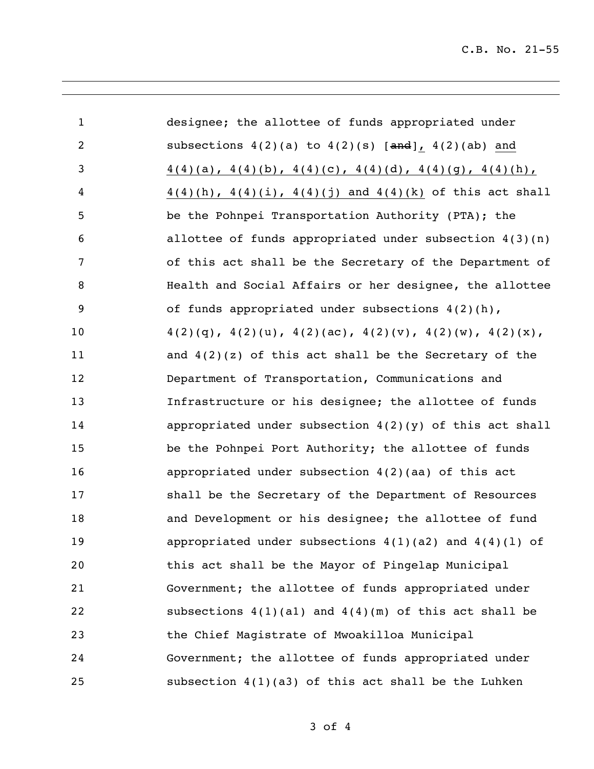designee; the allottee of funds appropriated under subsections 4(2)(a) to 4(2)(s) [~~and~~], 4(2)(ab) and 4(4)(a), 4(4)(b), 4(4)(c), 4(4)(d), 4(4)(g), 4(4)(h), 4(4)(h), 4(4)(i), 4(4)(j) and 4(4)(k) of this act shall be the Pohnpei Transportation Authority (PTA); the allottee of funds appropriated under subsection 4(3)(n) of this act shall be the Secretary of the Department of Health and Social Affairs or her designee, the allottee of funds appropriated under subsections 4(2)(h), 4(2)(q), 4(2)(u), 4(2)(ac), 4(2)(v), 4(2)(w), 4(2)(x), and 4(2)(z) of this act shall be the Secretary of the Department of Transportation, Communications and Infrastructure or his designee; the allottee of funds appropriated under subsection 4(2)(y) of this act shall be the Pohnpei Port Authority; the allottee of funds appropriated under subsection 4(2)(aa) of this act shall be the Secretary of the Department of Resources and Development or his designee; the allottee of fund appropriated under subsections 4(1)(a2) and 4(4)(l) of this act shall be the Mayor of Pingelap Municipal Government; the allottee of funds appropriated under subsections 4(1)(a1) and 4(4)(m) of this act shall be the Chief Magistrate of Mwoakilloa Municipal Government; the allottee of funds appropriated under subsection 4(1)(a3) of this act shall be the Luhken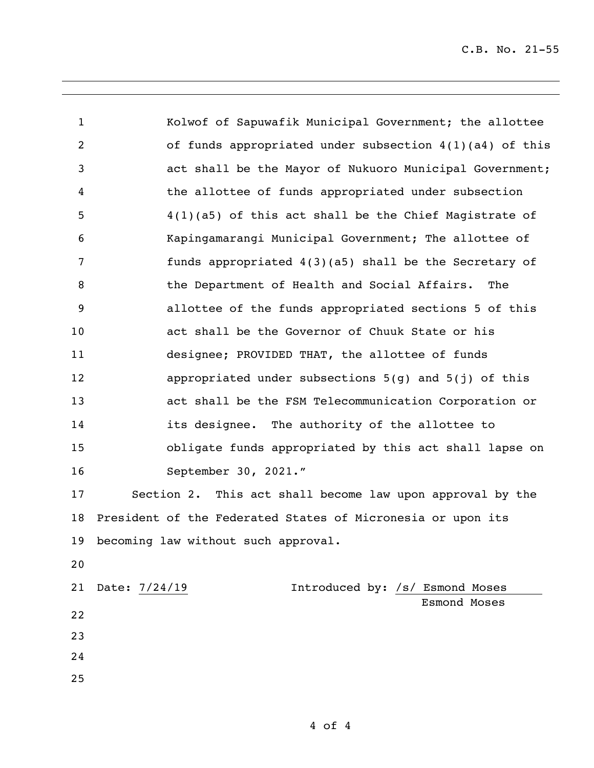Kolwof of Sapuwafik Municipal Government; the allottee of funds appropriated under subsection 4(1)(a4) of this act shall be the Mayor of Nukuoro Municipal Government; the allottee of funds appropriated under subsection 4(1)(a5) of this act shall be the Chief Magistrate of Kapingamarangi Municipal Government; The allottee of funds appropriated 4(3)(a5) shall be the Secretary of the Department of Health and Social Affairs. The allottee of the funds appropriated sections 5 of this act shall be the Governor of Chuuk State or his designee; PROVIDED THAT, the allottee of funds appropriated under subsections 5(g) and 5(j) of this act shall be the FSM Telecommunication Corporation or its designee. The authority of the allottee to obligate funds appropriated by this act shall lapse on September 30, 2021."

Section 2. This act shall become law upon approval by the President of the Federated States of Micronesia or upon its becoming law without such approval.

Date: 7/24/19

Introduced by: /s/ Esmond Moses

Esmond Moses